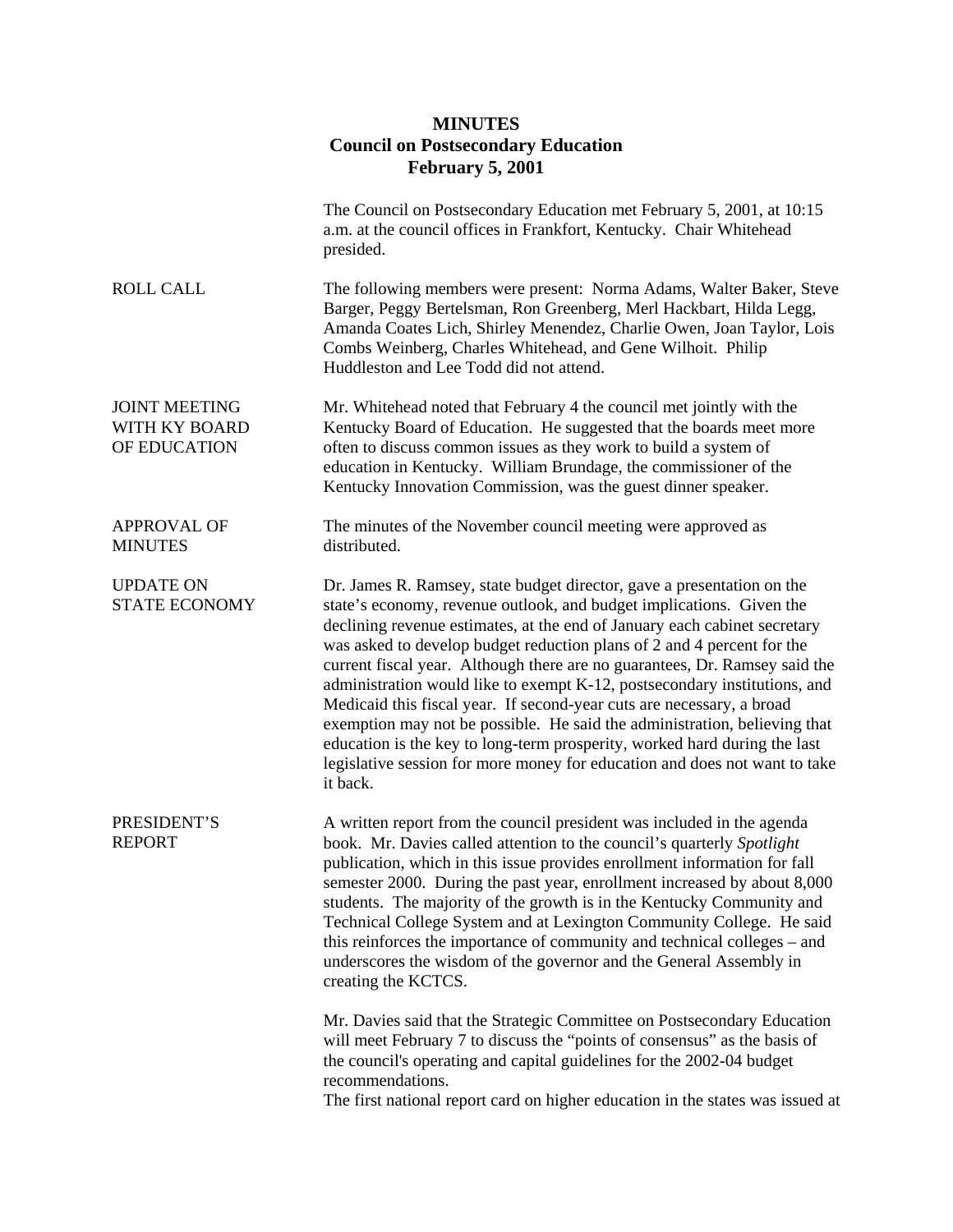# MINUTES
## Council on Postsecondary Education
### February 5, 2001

The Council on Postsecondary Education met February 5, 2001, at 10:15 a.m. at the council offices in Frankfort, Kentucky. Chair Whitehead presided.

**ROLL CALL**

The following members were present: Norma Adams, Walter Baker, Steve Barger, Peggy Bertelsman, Ron Greenberg, Merl Hackbart, Hilda Legg, Amanda Coates Lich, Shirley Menendez, Charlie Owen, Joan Taylor, Lois Combs Weinberg, Charles Whitehead, and Gene Wilhoit. Philip Huddleston and Lee Todd did not attend.

**JOINT MEETING WITH KY BOARD OF EDUCATION**

Mr. Whitehead noted that February 4 the council met jointly with the Kentucky Board of Education. He suggested that the boards meet more often to discuss common issues as they work to build a system of education in Kentucky. William Brundage, the commissioner of the Kentucky Innovation Commission, was the guest dinner speaker.

**APPROVAL OF MINUTES**

The minutes of the November council meeting were approved as distributed.

**UPDATE ON STATE ECONOMY**

Dr. James R. Ramsey, state budget director, gave a presentation on the state's economy, revenue outlook, and budget implications. Given the declining revenue estimates, at the end of January each cabinet secretary was asked to develop budget reduction plans of 2 and 4 percent for the current fiscal year. Although there are no guarantees, Dr. Ramsey said the administration would like to exempt K-12, postsecondary institutions, and Medicaid this fiscal year. If second-year cuts are necessary, a broad exemption may not be possible. He said the administration, believing that education is the key to long-term prosperity, worked hard during the last legislative session for more money for education and does not want to take it back.

**PRESIDENT'S REPORT**

A written report from the council president was included in the agenda book. Mr. Davies called attention to the council's quarterly *Spotlight* publication, which in this issue provides enrollment information for fall semester 2000. During the past year, enrollment increased by about 8,000 students. The majority of the growth is in the Kentucky Community and Technical College System and at Lexington Community College. He said this reinforces the importance of community and technical colleges – and underscores the wisdom of the governor and the General Assembly in creating the KCTCS.

Mr. Davies said that the Strategic Committee on Postsecondary Education will meet February 7 to discuss the "points of consensus" as the basis of the council's operating and capital guidelines for the 2002-04 budget recommendations.

The first national report card on higher education in the states was issued at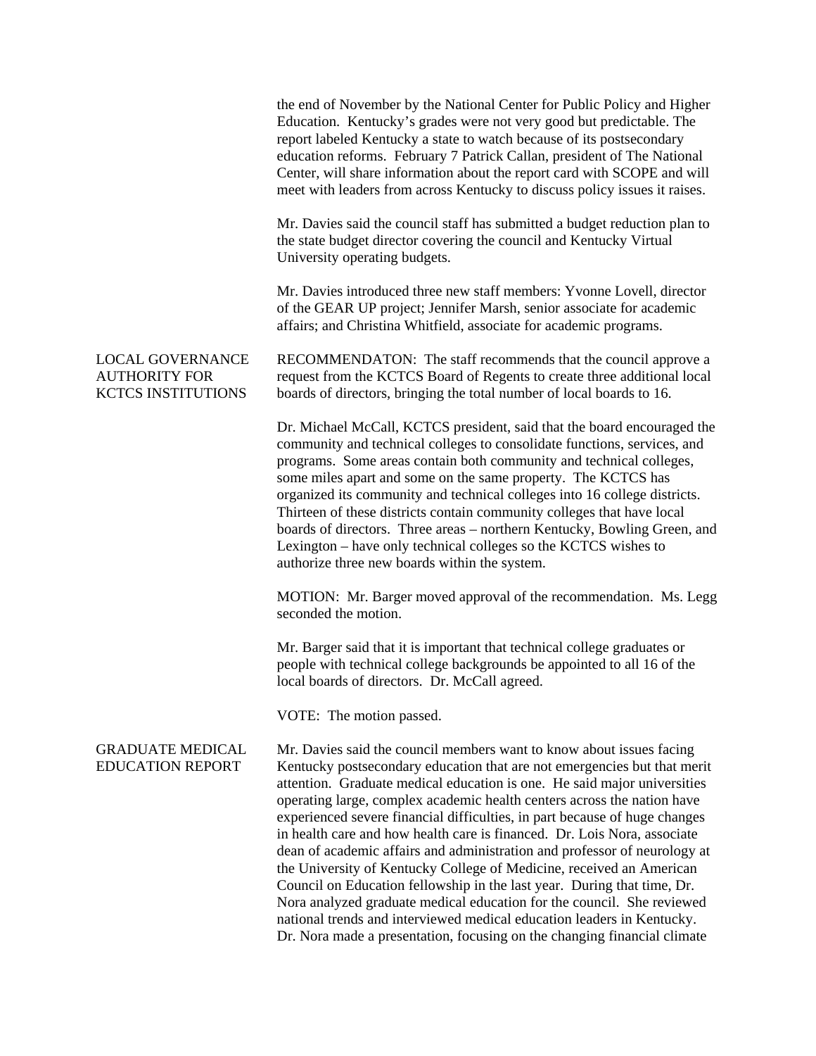the end of November by the National Center for Public Policy and Higher Education. Kentucky's grades were not very good but predictable. The report labeled Kentucky a state to watch because of its postsecondary education reforms. February 7 Patrick Callan, president of The National Center, will share information about the report card with SCOPE and will meet with leaders from across Kentucky to discuss policy issues it raises.

Mr. Davies said the council staff has submitted a budget reduction plan to the state budget director covering the council and Kentucky Virtual University operating budgets.

Mr. Davies introduced three new staff members: Yvonne Lovell, director of the GEAR UP project; Jennifer Marsh, senior associate for academic affairs; and Christina Whitfield, associate for academic programs.

## LOCAL GOVERNANCE AUTHORITY FOR KCTCS INSTITUTIONS

RECOMMENDATON: The staff recommends that the council approve a request from the KCTCS Board of Regents to create three additional local boards of directors, bringing the total number of local boards to 16.

Dr. Michael McCall, KCTCS president, said that the board encouraged the community and technical colleges to consolidate functions, services, and programs. Some areas contain both community and technical colleges, some miles apart and some on the same property. The KCTCS has organized its community and technical colleges into 16 college districts. Thirteen of these districts contain community colleges that have local boards of directors. Three areas – northern Kentucky, Bowling Green, and Lexington – have only technical colleges so the KCTCS wishes to authorize three new boards within the system.

MOTION: Mr. Barger moved approval of the recommendation. Ms. Legg seconded the motion.

Mr. Barger said that it is important that technical college graduates or people with technical college backgrounds be appointed to all 16 of the local boards of directors. Dr. McCall agreed.

VOTE: The motion passed.

## GRADUATE MEDICAL EDUCATION REPORT

Mr. Davies said the council members want to know about issues facing Kentucky postsecondary education that are not emergencies but that merit attention. Graduate medical education is one. He said major universities operating large, complex academic health centers across the nation have experienced severe financial difficulties, in part because of huge changes in health care and how health care is financed. Dr. Lois Nora, associate dean of academic affairs and administration and professor of neurology at the University of Kentucky College of Medicine, received an American Council on Education fellowship in the last year. During that time, Dr. Nora analyzed graduate medical education for the council. She reviewed national trends and interviewed medical education leaders in Kentucky. Dr. Nora made a presentation, focusing on the changing financial climate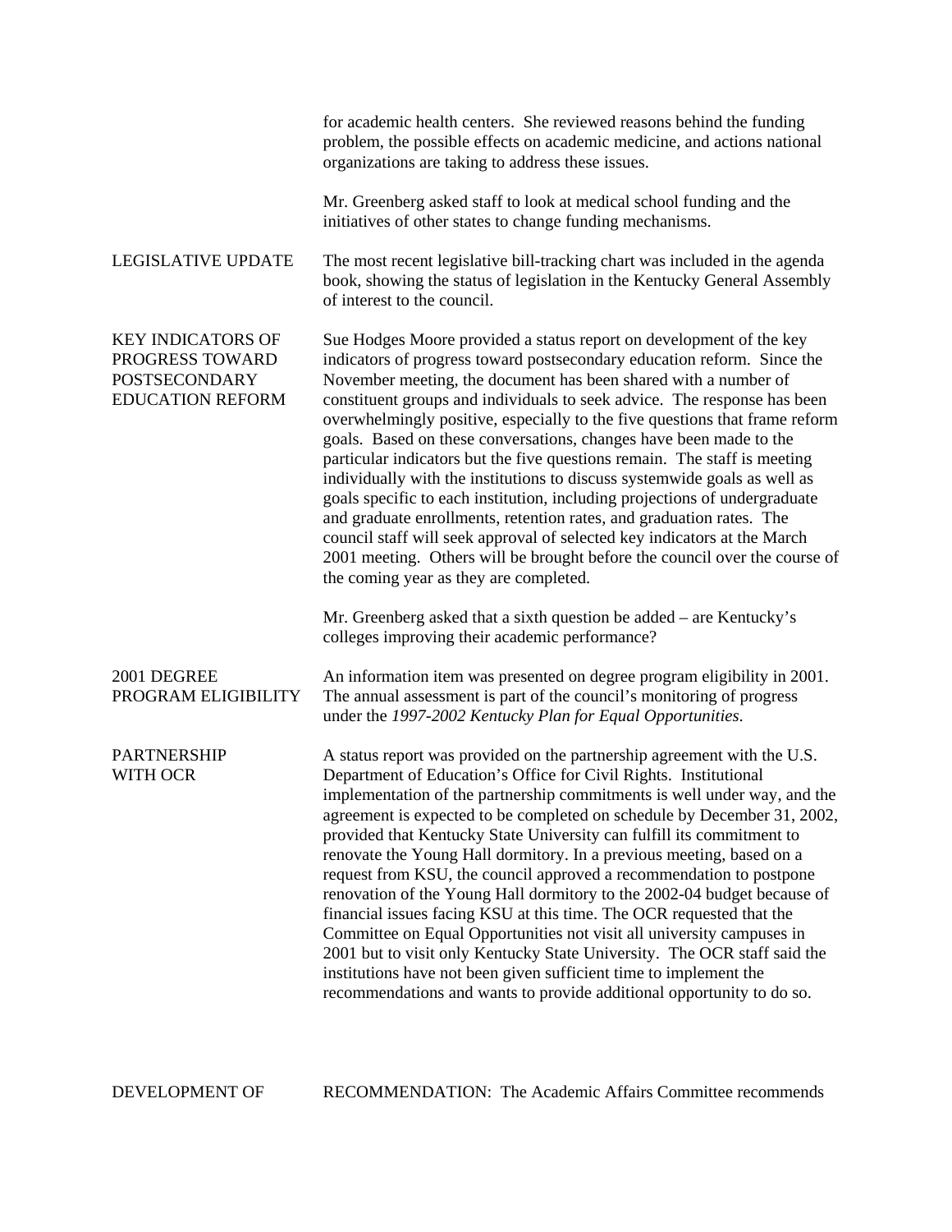for academic health centers. She reviewed reasons behind the funding problem, the possible effects on academic medicine, and actions national organizations are taking to address these issues.

Mr. Greenberg asked staff to look at medical school funding and the initiatives of other states to change funding mechanisms.

**LEGISLATIVE UPDATE**

The most recent legislative bill-tracking chart was included in the agenda book, showing the status of legislation in the Kentucky General Assembly of interest to the council.

**KEY INDICATORS OF PROGRESS TOWARD POSTSECONDARY EDUCATION REFORM**

Sue Hodges Moore provided a status report on development of the key indicators of progress toward postsecondary education reform. Since the November meeting, the document has been shared with a number of constituent groups and individuals to seek advice. The response has been overwhelmingly positive, especially to the five questions that frame reform goals. Based on these conversations, changes have been made to the particular indicators but the five questions remain. The staff is meeting individually with the institutions to discuss systemwide goals as well as goals specific to each institution, including projections of undergraduate and graduate enrollments, retention rates, and graduation rates. The council staff will seek approval of selected key indicators at the March 2001 meeting. Others will be brought before the council over the course of the coming year as they are completed.

Mr. Greenberg asked that a sixth question be added – are Kentucky's colleges improving their academic performance?

**2001 DEGREE PROGRAM ELIGIBILITY**

An information item was presented on degree program eligibility in 2001. The annual assessment is part of the council's monitoring of progress under the *1997-2002 Kentucky Plan for Equal Opportunities*.

**PARTNERSHIP WITH OCR**

A status report was provided on the partnership agreement with the U.S. Department of Education's Office for Civil Rights. Institutional implementation of the partnership commitments is well under way, and the agreement is expected to be completed on schedule by December 31, 2002, provided that Kentucky State University can fulfill its commitment to renovate the Young Hall dormitory. In a previous meeting, based on a request from KSU, the council approved a recommendation to postpone renovation of the Young Hall dormitory to the 2002-04 budget because of financial issues facing KSU at this time. The OCR requested that the Committee on Equal Opportunities not visit all university campuses in 2001 but to visit only Kentucky State University. The OCR staff said the institutions have not been given sufficient time to implement the recommendations and wants to provide additional opportunity to do so.

**DEVELOPMENT OF**

RECOMMENDATION: The Academic Affairs Committee recommends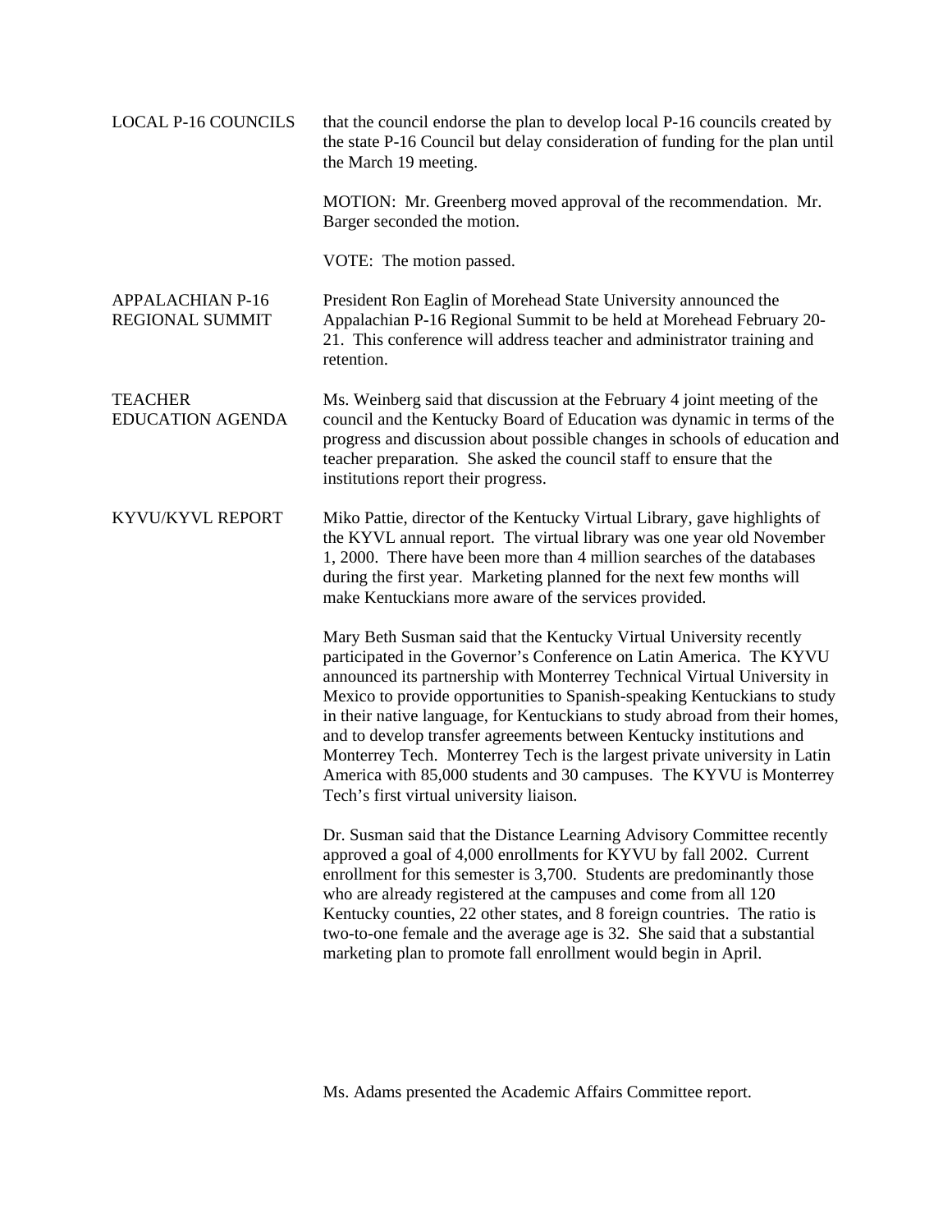**LOCAL P-16 COUNCILS**

that the council endorse the plan to develop local P-16 councils created by the state P-16 Council but delay consideration of funding for the plan until the March 19 meeting.

MOTION: Mr. Greenberg moved approval of the recommendation. Mr. Barger seconded the motion.

VOTE: The motion passed.

**APPALACHIAN P-16 REGIONAL SUMMIT**

President Ron Eaglin of Morehead State University announced the Appalachian P-16 Regional Summit to be held at Morehead February 20-21. This conference will address teacher and administrator training and retention.

**TEACHER EDUCATION AGENDA**

Ms. Weinberg said that discussion at the February 4 joint meeting of the council and the Kentucky Board of Education was dynamic in terms of the progress and discussion about possible changes in schools of education and teacher preparation. She asked the council staff to ensure that the institutions report their progress.

**KYVU/KYVL REPORT**

Miko Pattie, director of the Kentucky Virtual Library, gave highlights of the KYVL annual report. The virtual library was one year old November 1, 2000. There have been more than 4 million searches of the databases during the first year. Marketing planned for the next few months will make Kentuckians more aware of the services provided.

Mary Beth Susman said that the Kentucky Virtual University recently participated in the Governor's Conference on Latin America. The KYVU announced its partnership with Monterrey Technical Virtual University in Mexico to provide opportunities to Spanish-speaking Kentuckians to study in their native language, for Kentuckians to study abroad from their homes, and to develop transfer agreements between Kentucky institutions and Monterrey Tech. Monterrey Tech is the largest private university in Latin America with 85,000 students and 30 campuses. The KYVU is Monterrey Tech's first virtual university liaison.

Dr. Susman said that the Distance Learning Advisory Committee recently approved a goal of 4,000 enrollments for KYVU by fall 2002. Current enrollment for this semester is 3,700. Students are predominantly those who are already registered at the campuses and come from all 120 Kentucky counties, 22 other states, and 8 foreign countries. The ratio is two-to-one female and the average age is 32. She said that a substantial marketing plan to promote fall enrollment would begin in April.

Ms. Adams presented the Academic Affairs Committee report.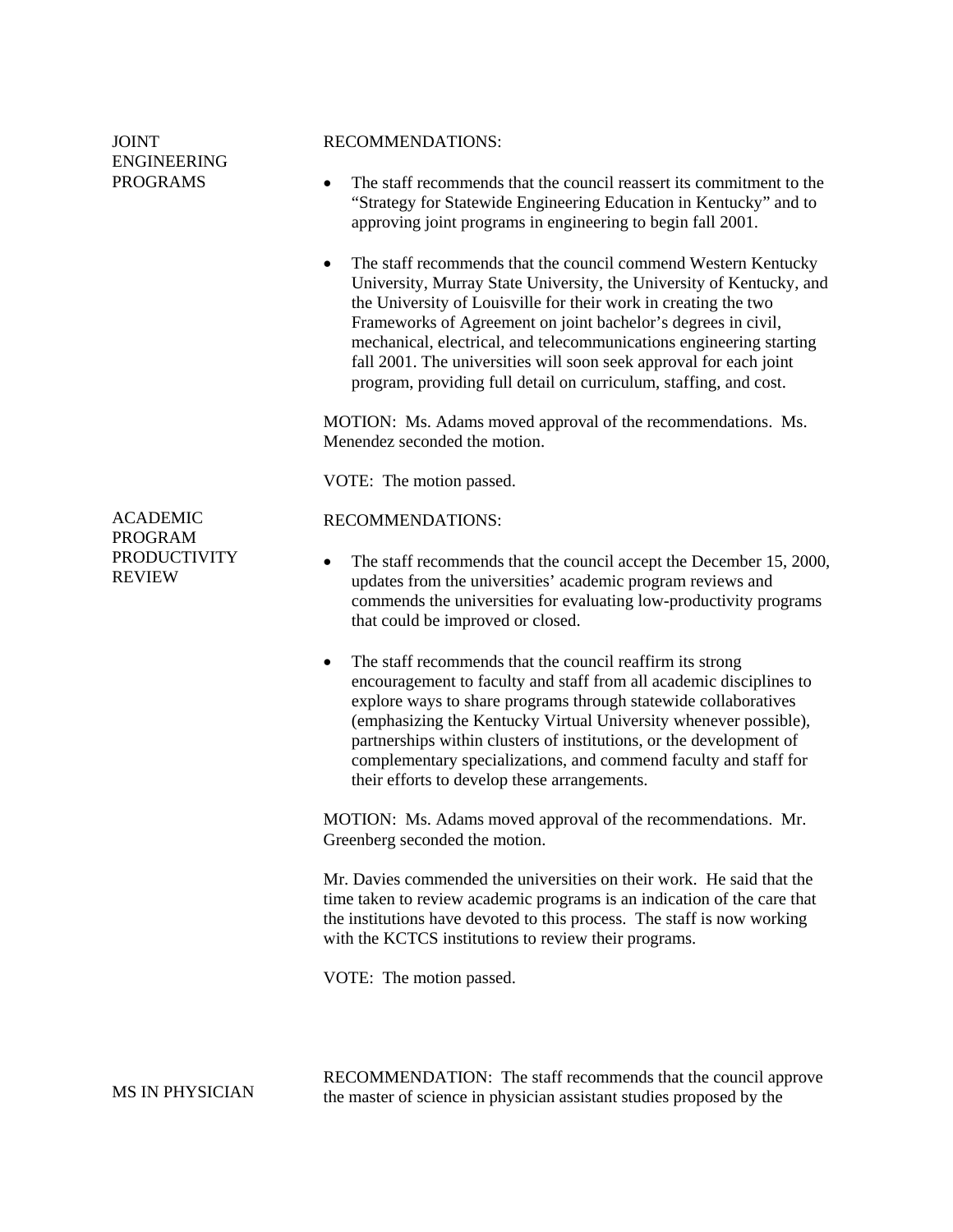### JOINT ENGINEERING PROGRAMS

RECOMMENDATIONS:

- The staff recommends that the council reassert its commitment to the "Strategy for Statewide Engineering Education in Kentucky" and to approving joint programs in engineering to begin fall 2001.
- The staff recommends that the council commend Western Kentucky University, Murray State University, the University of Kentucky, and the University of Louisville for their work in creating the two Frameworks of Agreement on joint bachelor's degrees in civil, mechanical, electrical, and telecommunications engineering starting fall 2001. The universities will soon seek approval for each joint program, providing full detail on curriculum, staffing, and cost.

MOTION: Ms. Adams moved approval of the recommendations. Ms. Menendez seconded the motion.

VOTE: The motion passed.

### ACADEMIC PROGRAM PRODUCTIVITY REVIEW

RECOMMENDATIONS:

- The staff recommends that the council accept the December 15, 2000, updates from the universities' academic program reviews and commends the universities for evaluating low-productivity programs that could be improved or closed.
- The staff recommends that the council reaffirm its strong encouragement to faculty and staff from all academic disciplines to explore ways to share programs through statewide collaboratives (emphasizing the Kentucky Virtual University whenever possible), partnerships within clusters of institutions, or the development of complementary specializations, and commend faculty and staff for their efforts to develop these arrangements.

MOTION: Ms. Adams moved approval of the recommendations. Mr. Greenberg seconded the motion.

Mr. Davies commended the universities on their work. He said that the time taken to review academic programs is an indication of the care that the institutions have devoted to this process. The staff is now working with the KCTCS institutions to review their programs.

VOTE: The motion passed.

### MS IN PHYSICIAN

RECOMMENDATION: The staff recommends that the council approve the master of science in physician assistant studies proposed by the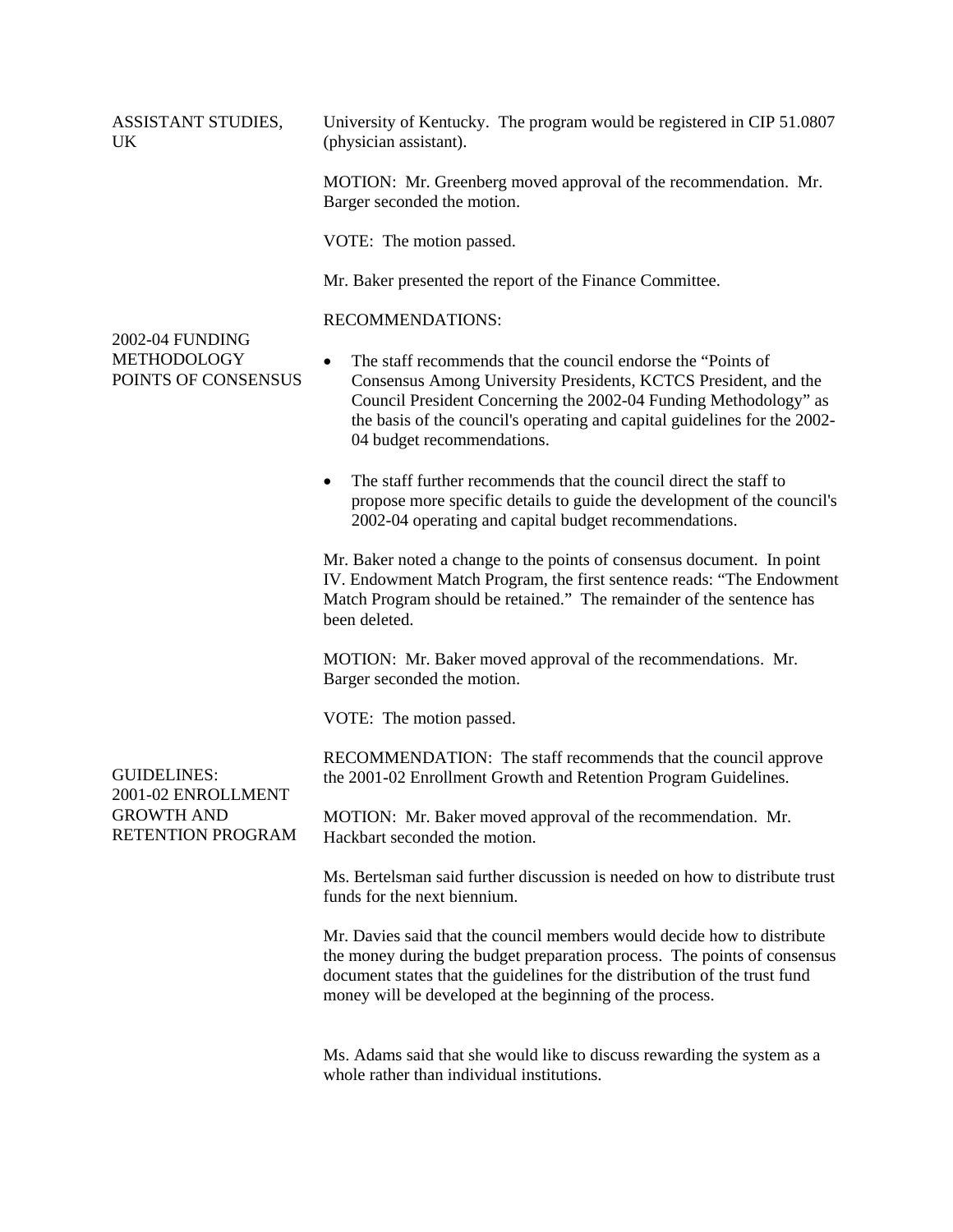**ASSISTANT STUDIES, UK**

University of Kentucky. The program would be registered in CIP 51.0807 (physician assistant).

MOTION: Mr. Greenberg moved approval of the recommendation. Mr. Barger seconded the motion.

VOTE: The motion passed.

Mr. Baker presented the report of the Finance Committee.

**2002-04 FUNDING METHODOLOGY POINTS OF CONSENSUS**

RECOMMENDATIONS:

- The staff recommends that the council endorse the "Points of Consensus Among University Presidents, KCTCS President, and the Council President Concerning the 2002-04 Funding Methodology" as the basis of the council's operating and capital guidelines for the 2002-04 budget recommendations.
- The staff further recommends that the council direct the staff to propose more specific details to guide the development of the council's 2002-04 operating and capital budget recommendations.

Mr. Baker noted a change to the points of consensus document. In point IV. Endowment Match Program, the first sentence reads: "The Endowment Match Program should be retained." The remainder of the sentence has been deleted.

MOTION: Mr. Baker moved approval of the recommendations. Mr. Barger seconded the motion.

VOTE: The motion passed.

**GUIDELINES: 2001-02 ENROLLMENT GROWTH AND RETENTION PROGRAM**

RECOMMENDATION: The staff recommends that the council approve the 2001-02 Enrollment Growth and Retention Program Guidelines.

MOTION: Mr. Baker moved approval of the recommendation. Mr. Hackbart seconded the motion.

Ms. Bertelsman said further discussion is needed on how to distribute trust funds for the next biennium.

Mr. Davies said that the council members would decide how to distribute the money during the budget preparation process. The points of consensus document states that the guidelines for the distribution of the trust fund money will be developed at the beginning of the process.

Ms. Adams said that she would like to discuss rewarding the system as a whole rather than individual institutions.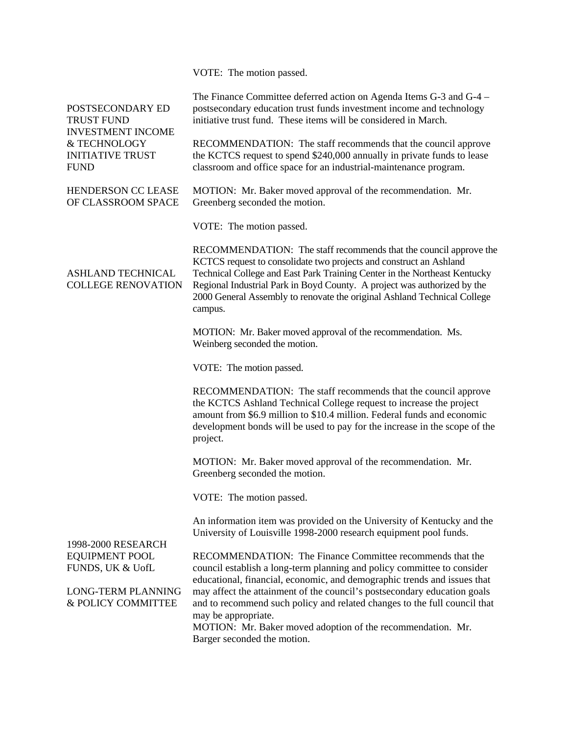VOTE: The motion passed.

**POSTSECONDARY ED TRUST FUND INVESTMENT INCOME & TECHNOLOGY INITIATIVE TRUST FUND**

The Finance Committee deferred action on Agenda Items G-3 and G-4 – postsecondary education trust funds investment income and technology initiative trust fund. These items will be considered in March.

**HENDERSON CC LEASE OF CLASSROOM SPACE**

RECOMMENDATION: The staff recommends that the council approve the KCTCS request to spend $240,000 annually in private funds to lease classroom and office space for an industrial-maintenance program.

MOTION: Mr. Baker moved approval of the recommendation. Mr. Greenberg seconded the motion.

VOTE: The motion passed.

**ASHLAND TECHNICAL COLLEGE RENOVATION**

RECOMMENDATION: The staff recommends that the council approve the KCTCS request to consolidate two projects and construct an Ashland Technical College and East Park Training Center in the Northeast Kentucky Regional Industrial Park in Boyd County. A project was authorized by the 2000 General Assembly to renovate the original Ashland Technical College campus.

MOTION: Mr. Baker moved approval of the recommendation. Ms. Weinberg seconded the motion.

VOTE: The motion passed.

RECOMMENDATION: The staff recommends that the council approve the KCTCS Ashland Technical College request to increase the project amount from $6.9 million to $10.4 million. Federal funds and economic development bonds will be used to pay for the increase in the scope of the project.

MOTION: Mr. Baker moved approval of the recommendation. Mr. Greenberg seconded the motion.

VOTE: The motion passed.

**1998-2000 RESEARCH EQUIPMENT POOL FUNDS, UK & UofL**

An information item was provided on the University of Kentucky and the University of Louisville 1998-2000 research equipment pool funds.

**LONG-TERM PLANNING & POLICY COMMITTEE**

RECOMMENDATION: The Finance Committee recommends that the council establish a long-term planning and policy committee to consider educational, financial, economic, and demographic trends and issues that may affect the attainment of the council's postsecondary education goals and to recommend such policy and related changes to the full council that may be appropriate.

MOTION: Mr. Baker moved adoption of the recommendation. Mr. Barger seconded the motion.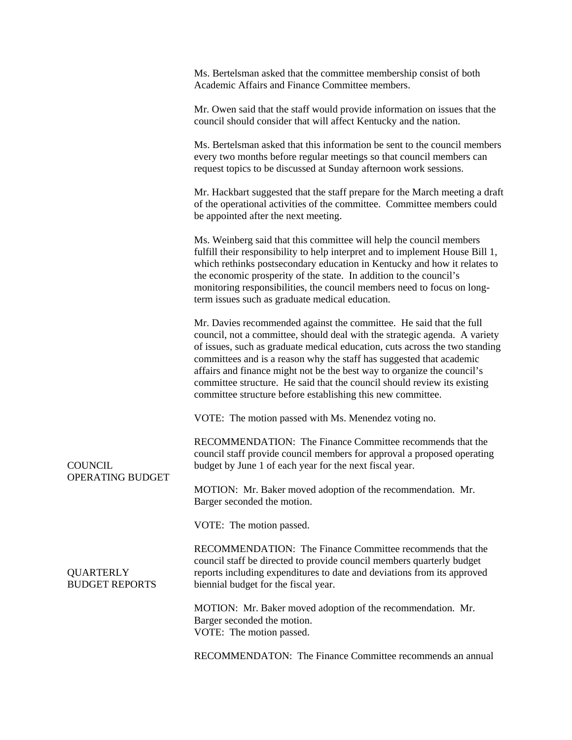Ms. Bertelsman asked that the committee membership consist of both Academic Affairs and Finance Committee members.

Mr. Owen said that the staff would provide information on issues that the council should consider that will affect Kentucky and the nation.

Ms. Bertelsman asked that this information be sent to the council members every two months before regular meetings so that council members can request topics to be discussed at Sunday afternoon work sessions.

Mr. Hackbart suggested that the staff prepare for the March meeting a draft of the operational activities of the committee. Committee members could be appointed after the next meeting.

Ms. Weinberg said that this committee will help the council members fulfill their responsibility to help interpret and to implement House Bill 1, which rethinks postsecondary education in Kentucky and how it relates to the economic prosperity of the state. In addition to the council's monitoring responsibilities, the council members need to focus on long-term issues such as graduate medical education.

Mr. Davies recommended against the committee. He said that the full council, not a committee, should deal with the strategic agenda. A variety of issues, such as graduate medical education, cuts across the two standing committees and is a reason why the staff has suggested that academic affairs and finance might not be the best way to organize the council's committee structure. He said that the council should review its existing committee structure before establishing this new committee.

VOTE: The motion passed with Ms. Menendez voting no.

**COUNCIL OPERATING BUDGET**

RECOMMENDATION: The Finance Committee recommends that the council staff provide council members for approval a proposed operating budget by June 1 of each year for the next fiscal year.

MOTION: Mr. Baker moved adoption of the recommendation. Mr. Barger seconded the motion.

VOTE: The motion passed.

**QUARTERLY BUDGET REPORTS**

RECOMMENDATION: The Finance Committee recommends that the council staff be directed to provide council members quarterly budget reports including expenditures to date and deviations from its approved biennial budget for the fiscal year.

MOTION: Mr. Baker moved adoption of the recommendation. Mr. Barger seconded the motion.
VOTE: The motion passed.

RECOMMENDATON: The Finance Committee recommends an annual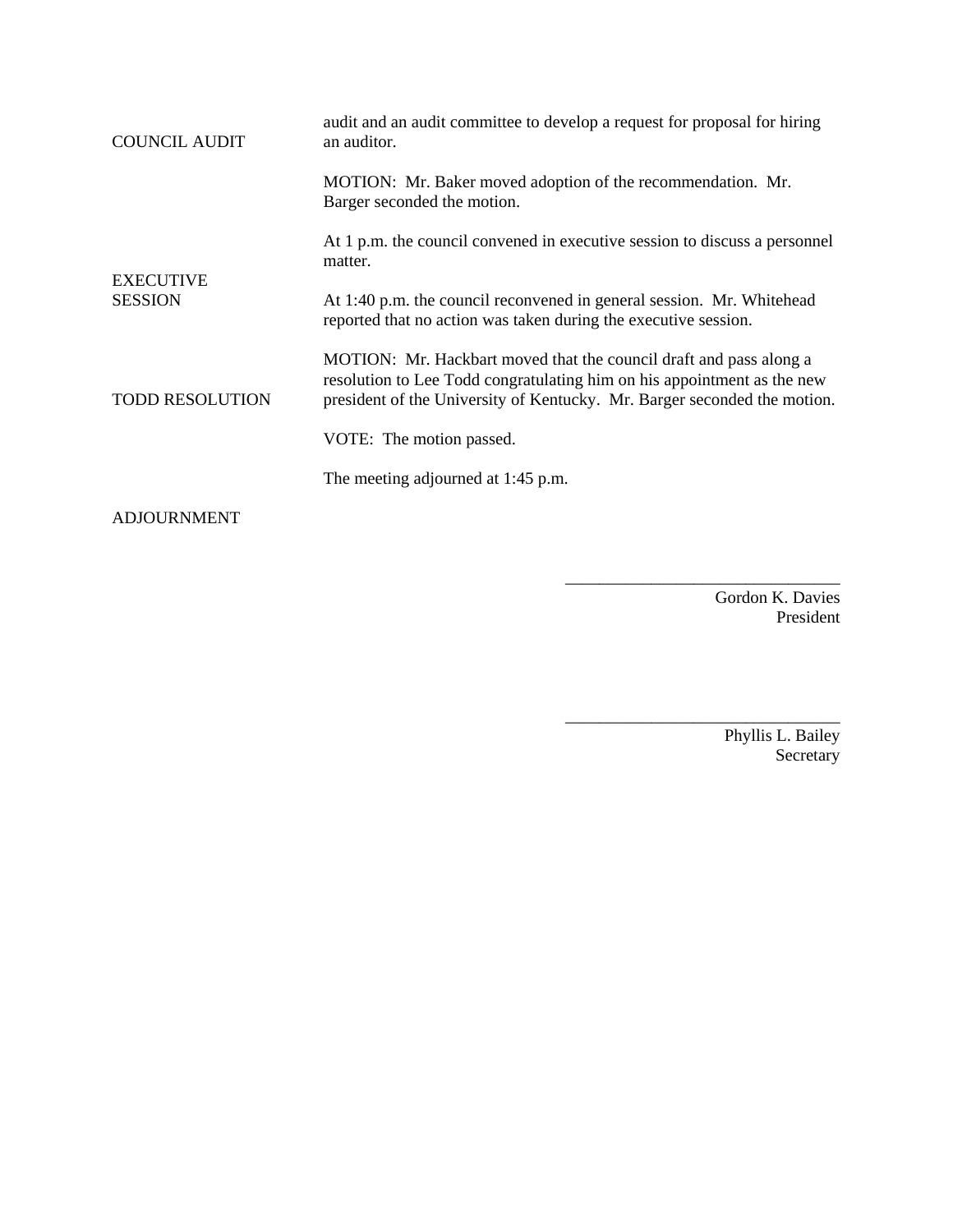**COUNCIL AUDIT**

audit and an audit committee to develop a request for proposal for hiring an auditor.

MOTION: Mr. Baker moved adoption of the recommendation. Mr. Barger seconded the motion.

**EXECUTIVE SESSION**

At 1 p.m. the council convened in executive session to discuss a personnel matter.

At 1:40 p.m. the council reconvened in general session. Mr. Whitehead reported that no action was taken during the executive session.

**TODD RESOLUTION**

MOTION: Mr. Hackbart moved that the council draft and pass along a resolution to Lee Todd congratulating him on his appointment as the new president of the University of Kentucky. Mr. Barger seconded the motion.

VOTE: The motion passed.

**ADJOURNMENT**

The meeting adjourned at 1:45 p.m.

\_\_\_\_\_\_\_\_\_\_\_\_\_\_\_\_\_\_\_\_\_\_\_\_\_\_\_\_\_\_\_\_\_\_\_
Gordon K. Davies
President

\_\_\_\_\_\_\_\_\_\_\_\_\_\_\_\_\_\_\_\_\_\_\_\_\_\_\_\_\_\_\_\_\_\_\_
Phyllis L. Bailey
Secretary